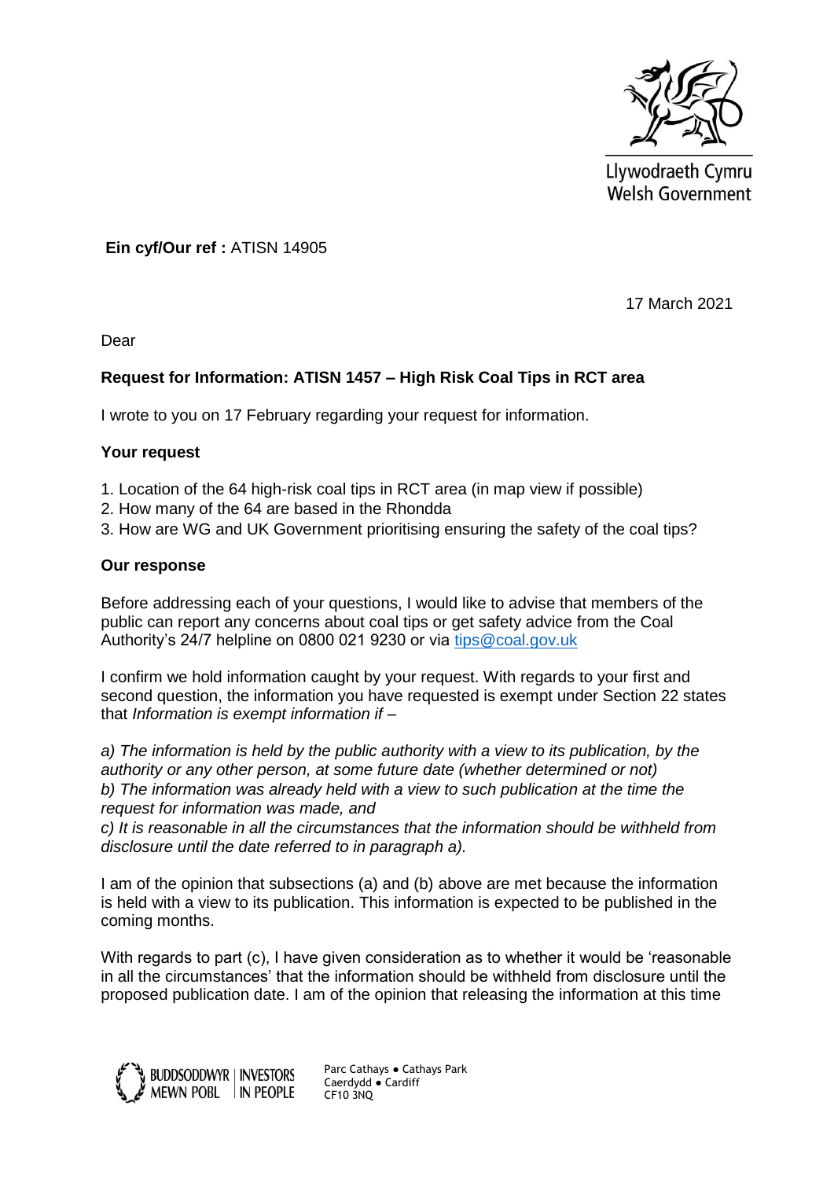Llywodraeth Cymru
Welsh Government

**Ein cyf/Our ref :** ATISN 14905

17 March 2021

Dear

**Request for Information: ATISN 1457 – High Risk Coal Tips in RCT area**

I wrote to you on 17 February regarding your request for information.

**Your request**

1. Location of the 64 high-risk coal tips in RCT area (in map view if possible)
2. How many of the 64 are based in the Rhondda
3. How are WG and UK Government prioritising ensuring the safety of the coal tips?

**Our response**

Before addressing each of your questions, I would like to advise that members of the public can report any concerns about coal tips or get safety advice from the Coal Authority's 24/7 helpline on 0800 021 9230 or via tips@coal.gov.uk

I confirm we hold information caught by your request. With regards to your first and second question, the information you have requested is exempt under Section 22 states that *Information is exempt information if –*

*a) The information is held by the public authority with a view to its publication, by the authority or any other person, at some future date (whether determined or not)*
*b) The information was already held with a view to such publication at the time the request for information was made, and*
*c) It is reasonable in all the circumstances that the information should be withheld from disclosure until the date referred to in paragraph a).*

I am of the opinion that subsections (a) and (b) above are met because the information is held with a view to its publication. This information is expected to be published in the coming months.

With regards to part (c), I have given consideration as to whether it would be 'reasonable in all the circumstances' that the information should be withheld from disclosure until the proposed publication date. I am of the opinion that releasing the information at this time

BUDDSODDWYR MEWN POBL | INVESTORS IN PEOPLE

Parc Cathays ● Cathays Park
Caerdydd ● Cardiff
CF10 3NQ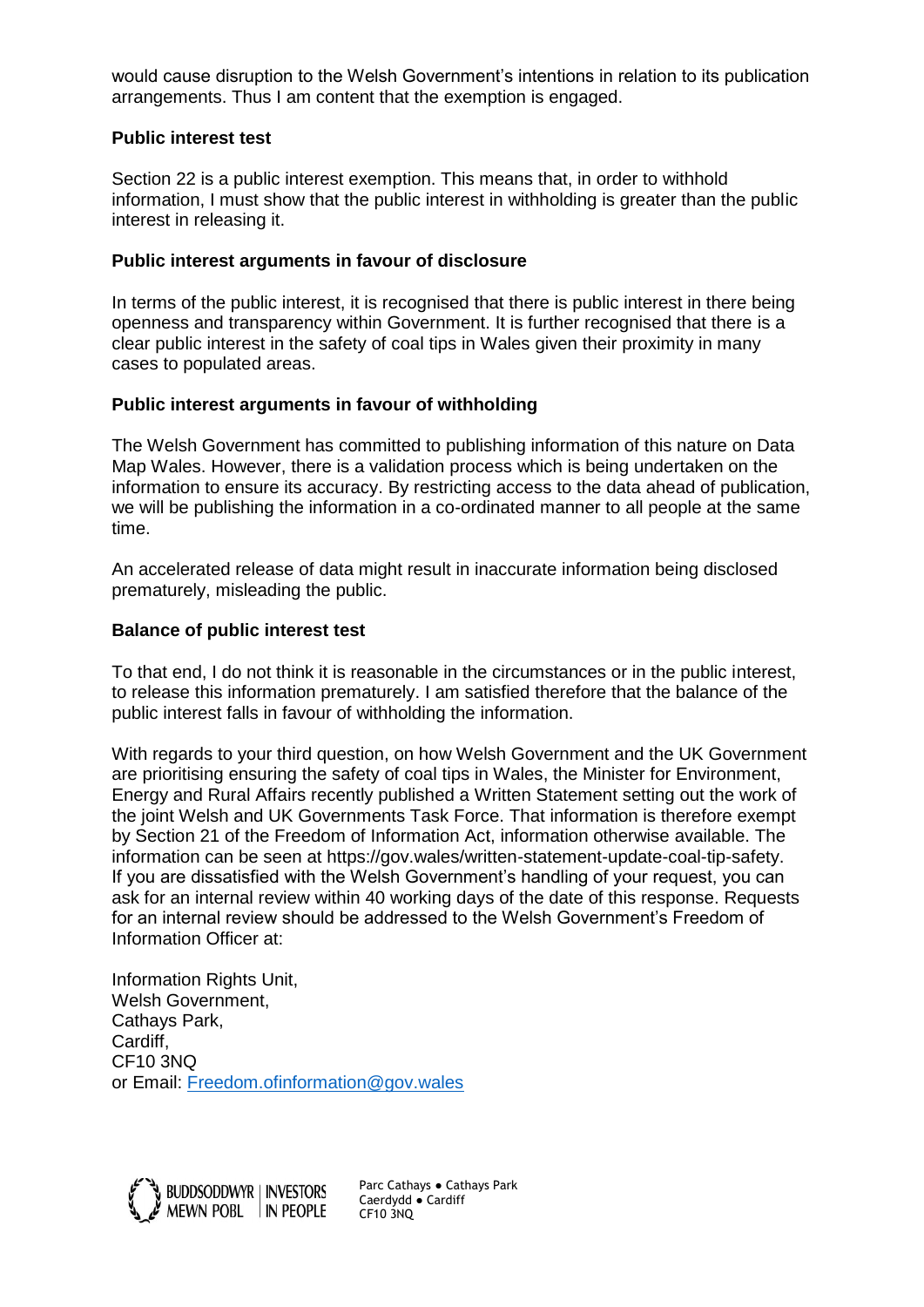would cause disruption to the Welsh Government's intentions in relation to its publication arrangements. Thus I am content that the exemption is engaged.

**Public interest test**

Section 22 is a public interest exemption. This means that, in order to withhold information, I must show that the public interest in withholding is greater than the public interest in releasing it.

**Public interest arguments in favour of disclosure**

In terms of the public interest, it is recognised that there is public interest in there being openness and transparency within Government. It is further recognised that there is a clear public interest in the safety of coal tips in Wales given their proximity in many cases to populated areas.

**Public interest arguments in favour of withholding**

The Welsh Government has committed to publishing information of this nature on Data Map Wales. However, there is a validation process which is being undertaken on the information to ensure its accuracy. By restricting access to the data ahead of publication, we will be publishing the information in a co-ordinated manner to all people at the same time.

An accelerated release of data might result in inaccurate information being disclosed prematurely, misleading the public.

**Balance of public interest test**

To that end, I do not think it is reasonable in the circumstances or in the public interest, to release this information prematurely. I am satisfied therefore that the balance of the public interest falls in favour of withholding the information.

With regards to your third question, on how Welsh Government and the UK Government are prioritising ensuring the safety of coal tips in Wales, the Minister for Environment, Energy and Rural Affairs recently published a Written Statement setting out the work of the joint Welsh and UK Governments Task Force. That information is therefore exempt by Section 21 of the Freedom of Information Act, information otherwise available. The information can be seen at https://gov.wales/written-statement-update-coal-tip-safety.
If you are dissatisfied with the Welsh Government's handling of your request, you can ask for an internal review within 40 working days of the date of this response. Requests for an internal review should be addressed to the Welsh Government's Freedom of Information Officer at:

Information Rights Unit,
Welsh Government,
Cathays Park,
Cardiff,
CF10 3NQ
or Email: Freedom.ofinformation@gov.wales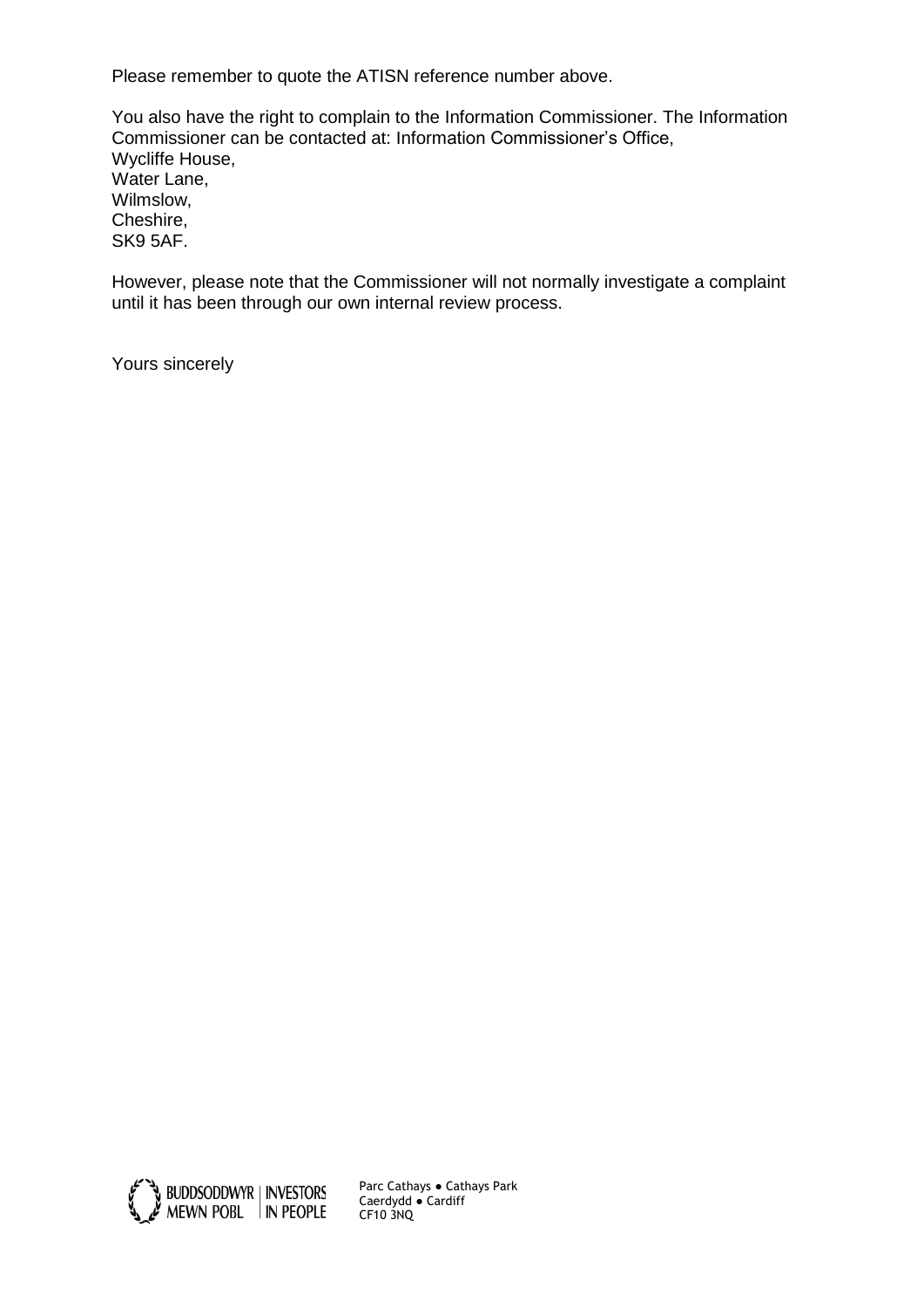Please remember to quote the ATISN reference number above.

You also have the right to complain to the Information Commissioner. The Information Commissioner can be contacted at: Information Commissioner's Office,
Wycliffe House,
Water Lane,
Wilmslow,
Cheshire,
SK9 5AF.

However, please note that the Commissioner will not normally investigate a complaint until it has been through our own internal review process.

Yours sincerely

BUDDSODDWYR MEWN POBL | INVESTORS IN PEOPLE

Parc Cathays ● Cathays Park
Caerdydd ● Cardiff
CF10 3NQ